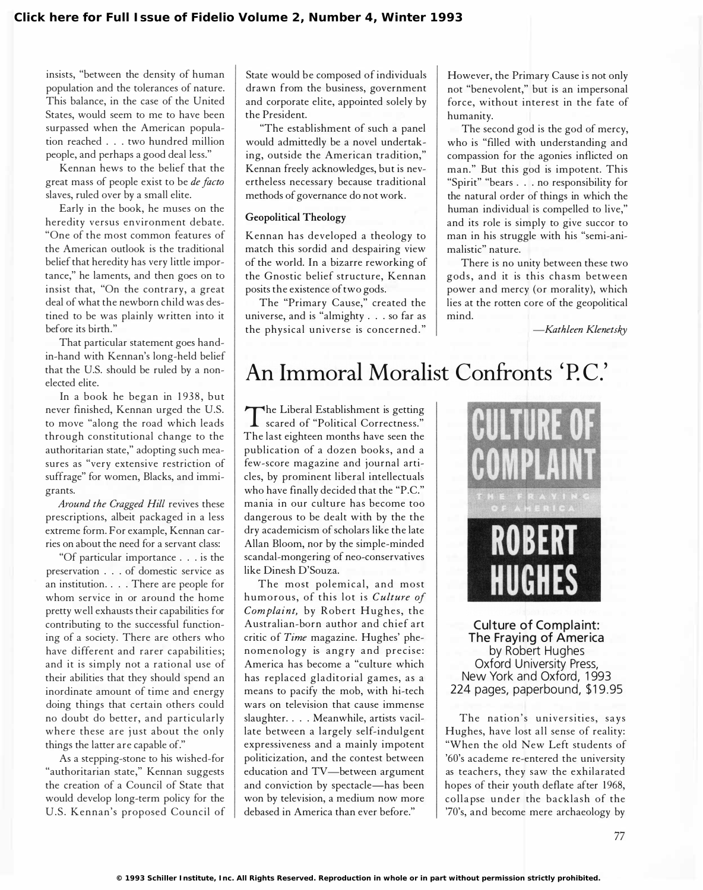insists, "between the density of human population and the tolerances of nature. This balance, in the case of the United States, would seem to me to have been surpassed when the American population reached . . . two hundred million people, and perhaps a good deal less."

Kennan hews to the belief that the great mass of people exist to be *de facto* slaves, ruled over by a small elite.

Early in the book, he muses on the heredity versus environment debate. "One of the most common features of the American outlook is the traditional belief that heredity has very little importance," he laments, and then goes on to insist that, "On the contrary, a great deal of what the newborn child was destined to be was plainly written into it before its birth."

That particular statement goes hand-in-hand with Kennan's long-held belief that the U.S. should be ruled by a non-elected elite.

In a book he began in 1938, but never finished, Kennan urged the U.S. to move "along the road which leads through constitutional change to the authoritarian state," adopting such measures as "very extensive restriction of suffrage" for women, Blacks, and immigrants.

*Around the Cragged Hill* revives these prescriptions, albeit packaged in a less extreme form. For example, Kennan carries on about the need for a servant class:

"Of particular importance . . . is the preservation . . . of domestic service as an institution. . . . There are people for whom service in or around the home pretty well exhausts their capabilities for contributing to the successful functioning of a society. There are others who have different and rarer capabilities; and it is simply not a rational use of their abilities that they should spend an inordinate amount of time and energy doing things that certain others could no doubt do better, and particularly where these are just about the only things the latter are capable of."

As a stepping-stone to his wished-for "authoritarian state," Kennan suggests the creation of a Council of State that would develop long-term policy for the U.S. Kennan's proposed Council of State would be composed of individuals drawn from the business, government and corporate elite, appointed solely by the President.

"The establishment of such a panel would admittedly be a novel undertaking, outside the American tradition," Kennan freely acknowledges, but is nevertheless necessary because traditional methods of governance do not work.

### Geopolitical Theology

Kennan has developed a theology to match this sordid and despairing view of the world. In a bizarre reworking of the Gnostic belief structure, Kennan posits the existence of two gods.

The "Primary Cause," created the universe, and is "almighty . . . so far as the physical universe is concerned." However, the Primary Cause is not only not "benevolent," but is an impersonal force, without interest in the fate of humanity.

The second god is the god of mercy, who is "filled with understanding and compassion for the agonies inflicted on man." But this god is impotent. This "Spirit" "bears . . . no responsibility for the natural order of things in which the human individual is compelled to live," and its role is simply to give succor to man in his struggle with his "semi-animalistic" nature.

There is no unity between these two gods, and it is this chasm between power and mercy (or morality), which lies at the rotten core of the geopolitical mind.

—*Kathleen Klenetsky*

# An Immoral Moralist Confronts 'P.C.'

The Liberal Establishment is getting scared of "Political Correctness." The last eighteen months have seen the publication of a dozen books, and a few-score magazine and journal articles, by prominent liberal intellectuals who have finally decided that the "P.C." mania in our culture has become too dangerous to be dealt with by the the dry academicism of scholars like the late Allan Bloom, nor by the simple-minded scandal-mongering of neo-conservatives like Dinesh D'Souza.

The most polemical, and most humorous, of this lot is *Culture of Complaint,* by Robert Hughes, the Australian-born author and chief art critic of *Time* magazine. Hughes' phenomenology is angry and precise: America has become a "culture which has replaced gladitorial games, as a means to pacify the mob, with hi-tech wars on television that cause immense slaughter. . . . Meanwhile, artists vacillate between a largely self-indulgent expressiveness and a mainly impotent politicization, and the contest between education and TV—between argument and conviction by spectacle—has been won by television, a medium now more debased in America than ever before."

CULTURE OF COMPLAINT
THE FRAYING OF AMERICA
ROBERT HUGHES

**Culture of Complaint: The Fraying of America**
by Robert Hughes
Oxford University Press,
New York and Oxford, 1993
224 pages, paperbound, $19.95

The nation's universities, says Hughes, have lost all sense of reality: "When the old New Left students of '60's academe re-entered the university as teachers, they saw the exhilarated hopes of their youth deflate after 1968, collapse under the backlash of the '70's, and become mere archaeology by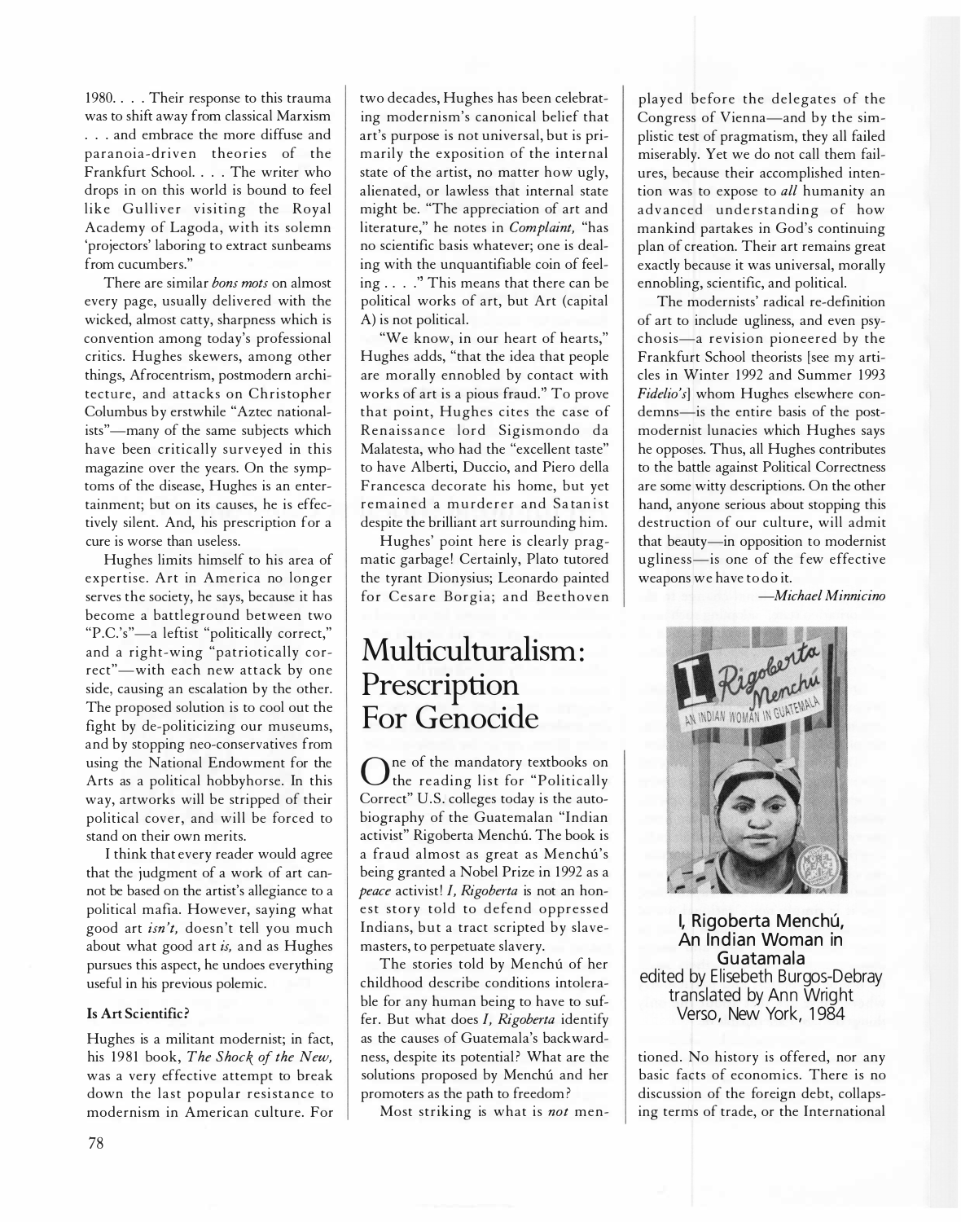1980. . . . Their response to this trauma was to shift away from classical Marxism . . . and embrace the more diffuse and paranoia-driven theories of the Frankfurt School. . . . The writer who drops in on this world is bound to feel like Gulliver visiting the Royal Academy of Lagoda, with its solemn 'projectors' laboring to extract sunbeams from cucumbers."

There are similar *bons mots* on almost every page, usually delivered with the wicked, almost catty, sharpness which is convention among today's professional critics. Hughes skewers, among other things, Afrocentrism, postmodern architecture, and attacks on Christopher Columbus by erstwhile "Aztec nationalists"—many of the same subjects which have been critically surveyed in this magazine over the years. On the symptoms of the disease, Hughes is an entertainment; but on its causes, he is effectively silent. And, his prescription for a cure is worse than useless.

Hughes limits himself to his area of expertise. Art in America no longer serves the society, he says, because it has become a battleground between two "P.C.'s"—a leftist "politically correct," and a right-wing "patriotically correct"—with each new attack by one side, causing an escalation by the other. The proposed solution is to cool out the fight by de-politicizing our museums, and by stopping neo-conservatives from using the National Endowment for the Arts as a political hobbyhorse. In this way, artworks will be stripped of their political cover, and will be forced to stand on their own merits.

I think that every reader would agree that the judgment of a work of art cannot be based on the artist's allegiance to a political mafia. However, saying what good art *isn't,* doesn't tell you much about what good art *is,* and as Hughes pursues this aspect, he undoes everything useful in his previous polemic.

**Is Art Scientific?**

Hughes is a militant modernist; in fact, his 1981 book, *The Shock of the New,* was a very effective attempt to break down the last popular resistance to modernism in American culture. For two decades, Hughes has been celebrating modernism's canonical belief that art's purpose is not universal, but is primarily the exposition of the internal state of the artist, no matter how ugly, alienated, or lawless that internal state might be. "The appreciation of art and literature," he notes in *Complaint,* "has no scientific basis whatever; one is dealing with the unquantifiable coin of feeling . . . ." This means that there can be political works of art, but Art (capital A) is not political.

"We know, in our heart of hearts," Hughes adds, "that the idea that people are morally ennobled by contact with works of art is a pious fraud." To prove that point, Hughes cites the case of Renaissance lord Sigismondo da Malatesta, who had the "excellent taste" to have Alberti, Duccio, and Piero della Francesca decorate his home, but yet remained a murderer and Satanist despite the brilliant art surrounding him.

Hughes' point here is clearly pragmatic garbage! Certainly, Plato tutored the tyrant Dionysius; Leonardo painted for Cesare Borgia; and Beethoven played before the delegates of the Congress of Vienna—and by the simplistic test of pragmatism, they all failed miserably. Yet we do not call them failures, because their accomplished intention was to expose to *all* humanity an advanced understanding of how mankind partakes in God's continuing plan of creation. Their art remains great exactly because it was universal, morally ennobling, scientific, and political.

The modernists' radical re-definition of art to include ugliness, and even psychosis—a revision pioneered by the Frankfurt School theorists [see my articles in Winter 1992 and Summer 1993 *Fidelio's*] whom Hughes elsewhere condemns—is the entire basis of the post-modernist lunacies which Hughes says he opposes. Thus, all Hughes contributes to the battle against Political Correctness are some witty descriptions. On the other hand, anyone serious about stopping this destruction of our culture, will admit that beauty—in opposition to modernist ugliness—is one of the few effective weapons we have to do it.

*—Michael Minnicino*

# Multiculturalism: Prescription For Genocide

One of the mandatory textbooks on the reading list for "Politically Correct" U.S. colleges today is the autobiography of the Guatemalan "Indian activist" Rigoberta Menchú. The book is a fraud almost as great as Menchú's being granted a Nobel Prize in 1992 as a *peace* activist! *I, Rigoberta* is not an honest story told to defend oppressed Indians, but a tract scripted by slave-masters, to perpetuate slavery.

The stories told by Menchú of her childhood describe conditions intolerable for any human being to have to suffer. But what does *I, Rigoberta* identify as the causes of Guatemala's backwardness, despite its potential? What are the solutions proposed by Menchú and her promoters as the path to freedom?

Most striking is what is *not* mentioned. No history is offered, nor any basic facts of economics. There is no discussion of the foreign debt, collapsing terms of trade, or the International

**I, Rigoberta Menchú, An Indian Woman in Guatamala**
edited by Elisebeth Burgos-Debray
translated by Ann Wright
Verso, New York, 1984